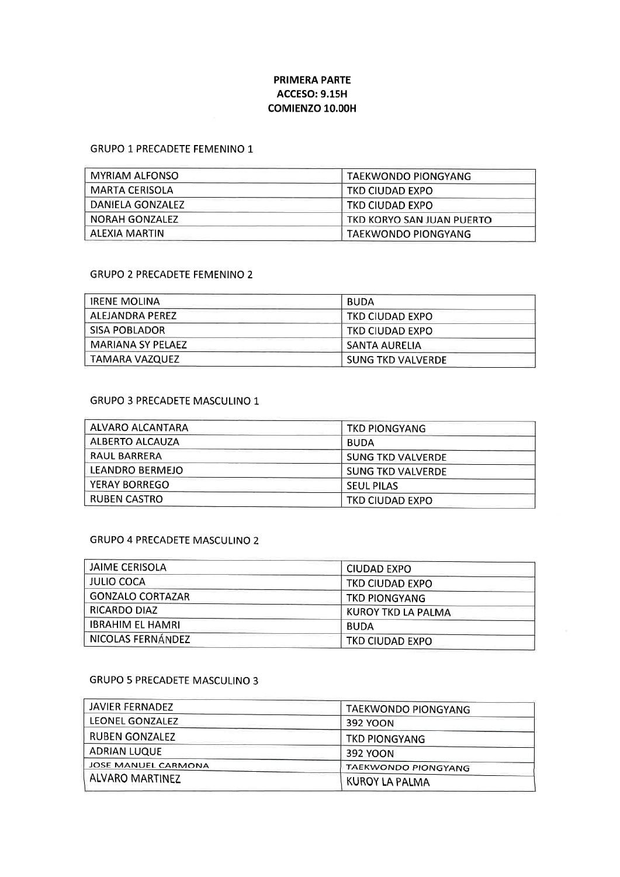**PRIMERA PARTE**
**ACCESO: 9.15H**
**COMIENZO 10.00H**

GRUPO 1 PRECADETE FEMENINO 1

| | |
|---|---|
| MYRIAM ALFONSO | TAEKWONDO PIONGYANG |
| MARTA CERISOLA | TKD CIUDAD EXPO |
| DANIELA GONZALEZ | TKD CIUDAD EXPO |
| NORAH GONZALEZ | TKD KORYO SAN JUAN PUERTO |
| ALEXIA MARTIN | TAEKWONDO PIONGYANG |

GRUPO 2 PRECADETE FEMENINO 2

| | |
|---|---|
| IRENE MOLINA | BUDA |
| ALEJANDRA PEREZ | TKD CIUDAD EXPO |
| SISA POBLADOR | TKD CIUDAD EXPO |
| MARIANA SY PELAEZ | SANTA AURELIA |
| TAMARA VAZQUEZ | SUNG TKD VALVERDE |

GRUPO 3 PRECADETE MASCULINO 1

| | |
|---|---|
| ALVARO ALCANTARA | TKD PIONGYANG |
| ALBERTO ALCAUZA | BUDA |
| RAUL BARRERA | SUNG TKD VALVERDE |
| LEANDRO BERMEJO | SUNG TKD VALVERDE |
| YERAY BORREGO | SEUL PILAS |
| RUBEN CASTRO | TKD CIUDAD EXPO |

GRUPO 4 PRECADETE MASCULINO 2

| | |
|---|---|
| JAIME CERISOLA | CIUDAD EXPO |
| JULIO COCA | TKD CIUDAD EXPO |
| GONZALO CORTAZAR | TKD PIONGYANG |
| RICARDO DIAZ | KUROY TKD LA PALMA |
| IBRAHIM EL HAMRI | BUDA |
| NICOLAS FERNÁNDEZ | TKD CIUDAD EXPO |

GRUPO 5 PRECADETE MASCULINO 3

| | |
|---|---|
| JAVIER FERNADEZ | TAEKWONDO PIONGYANG |
| LEONEL GONZALEZ | 392 YOON |
| RUBEN GONZALEZ | TKD PIONGYANG |
| ADRIAN LUQUE | 392 YOON |
| JOSE MANUEL CARMONA | TAEKWONDO PIONGYANG |
| ALVARO MARTINEZ | KUROY LA PALMA |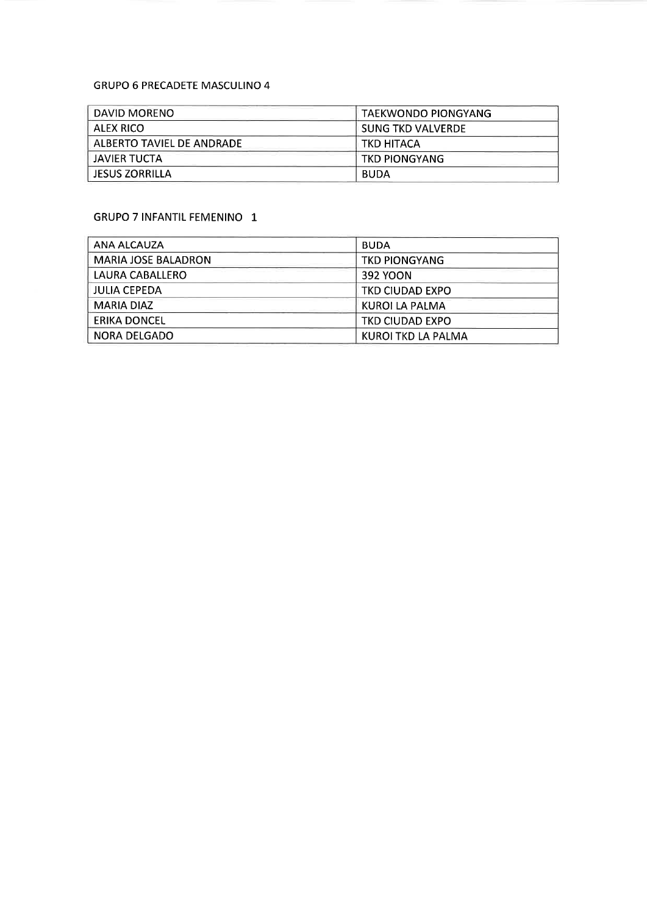GRUPO 6 PRECADETE MASCULINO 4

| | |
|---|---|
| DAVID MORENO | TAEKWONDO PIONGYANG |
| ALEX RICO | SUNG TKD VALVERDE |
| ALBERTO TAVIEL DE ANDRADE | TKD HITACA |
| JAVIER TUCTA | TKD PIONGYANG |
| JESUS ZORRILLA | BUDA |

GRUPO 7 INFANTIL FEMENINO 1

| | |
|---|---|
| ANA ALCAUZA | BUDA |
| MARIA JOSE BALADRON | TKD PIONGYANG |
| LAURA CABALLERO | 392 YOON |
| JULIA CEPEDA | TKD CIUDAD EXPO |
| MARIA DIAZ | KUROI LA PALMA |
| ERIKA DONCEL | TKD CIUDAD EXPO |
| NORA DELGADO | KUROI TKD LA PALMA |